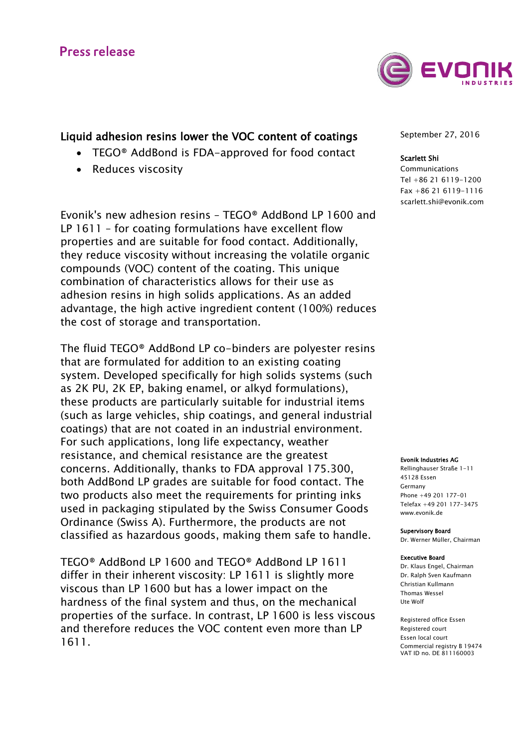Press release

# Liquid adhesion resins lower the VOC content of coatings

- TEGO® AddBond is FDA-approved for food contact
- Reduces viscosity

September 27, 2016

**Scarlett Shi**
Communications
Tel +86 21 6119-1200
Fax +86 21 6119-1116
scarlett.shi@evonik.com

Evonik's new adhesion resins – TEGO® AddBond LP 1600 and LP 1611 – for coating formulations have excellent flow properties and are suitable for food contact. Additionally, they reduce viscosity without increasing the volatile organic compounds (VOC) content of the coating. This unique combination of characteristics allows for their use as adhesion resins in high solids applications. As an added advantage, the high active ingredient content (100%) reduces the cost of storage and transportation.

The fluid TEGO® AddBond LP co-binders are polyester resins that are formulated for addition to an existing coating system. Developed specifically for high solids systems (such as 2K PU, 2K EP, baking enamel, or alkyd formulations), these products are particularly suitable for industrial items (such as large vehicles, ship coatings, and general industrial coatings) that are not coated in an industrial environment. For such applications, long life expectancy, weather resistance, and chemical resistance are the greatest concerns. Additionally, thanks to FDA approval 175.300, both AddBond LP grades are suitable for food contact. The two products also meet the requirements for printing inks used in packaging stipulated by the Swiss Consumer Goods Ordinance (Swiss A). Furthermore, the products are not classified as hazardous goods, making them safe to handle.

TEGO® AddBond LP 1600 and TEGO® AddBond LP 1611 differ in their inherent viscosity: LP 1611 is slightly more viscous than LP 1600 but has a lower impact on the hardness of the final system and thus, on the mechanical properties of the surface. In contrast, LP 1600 is less viscous and therefore reduces the VOC content even more than LP 1611.

**Evonik Industries AG**
Rellinghauser Straße 1-11
45128 Essen
Germany
Phone +49 201 177-01
Telefax +49 201 177-3475
www.evonik.de

**Supervisory Board**
Dr. Werner Müller, Chairman

**Executive Board**
Dr. Klaus Engel, Chairman
Dr. Ralph Sven Kaufmann
Christian Kullmann
Thomas Wessel
Ute Wolf

Registered office Essen
Registered court
Essen local court
Commercial registry B 19474
VAT ID no. DE 811160003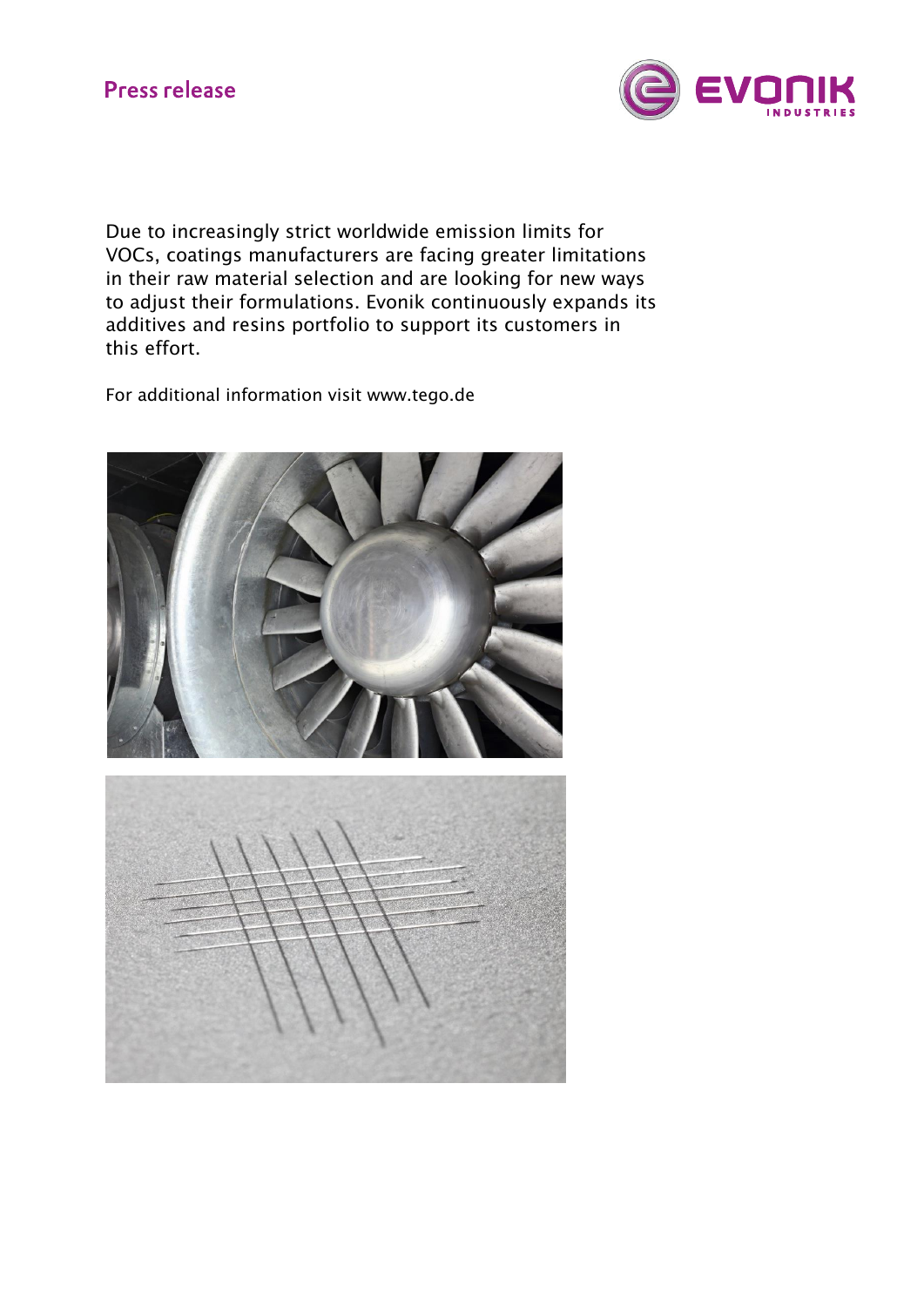Due to increasingly strict worldwide emission limits for VOCs, coatings manufacturers are facing greater limitations in their raw material selection and are looking for new ways to adjust their formulations. Evonik continuously expands its additives and resins portfolio to support its customers in this effort.

For additional information visit www.tego.de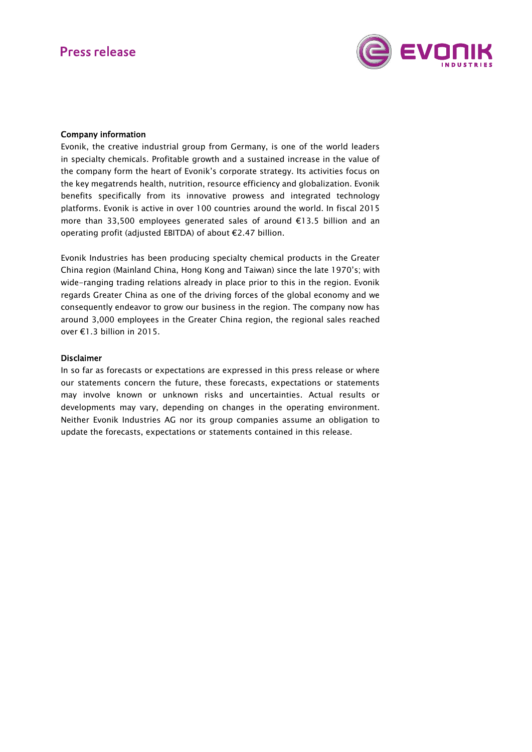## Company information

Evonik, the creative industrial group from Germany, is one of the world leaders in specialty chemicals. Profitable growth and a sustained increase in the value of the company form the heart of Evonik's corporate strategy. Its activities focus on the key megatrends health, nutrition, resource efficiency and globalization. Evonik benefits specifically from its innovative prowess and integrated technology platforms. Evonik is active in over 100 countries around the world. In fiscal 2015 more than 33,500 employees generated sales of around €13.5 billion and an operating profit (adjusted EBITDA) of about €2.47 billion.

Evonik Industries has been producing specialty chemical products in the Greater China region (Mainland China, Hong Kong and Taiwan) since the late 1970's; with wide-ranging trading relations already in place prior to this in the region. Evonik regards Greater China as one of the driving forces of the global economy and we consequently endeavor to grow our business in the region. The company now has around 3,000 employees in the Greater China region, the regional sales reached over €1.3 billion in 2015.

## Disclaimer

In so far as forecasts or expectations are expressed in this press release or where our statements concern the future, these forecasts, expectations or statements may involve known or unknown risks and uncertainties. Actual results or developments may vary, depending on changes in the operating environment. Neither Evonik Industries AG nor its group companies assume an obligation to update the forecasts, expectations or statements contained in this release.